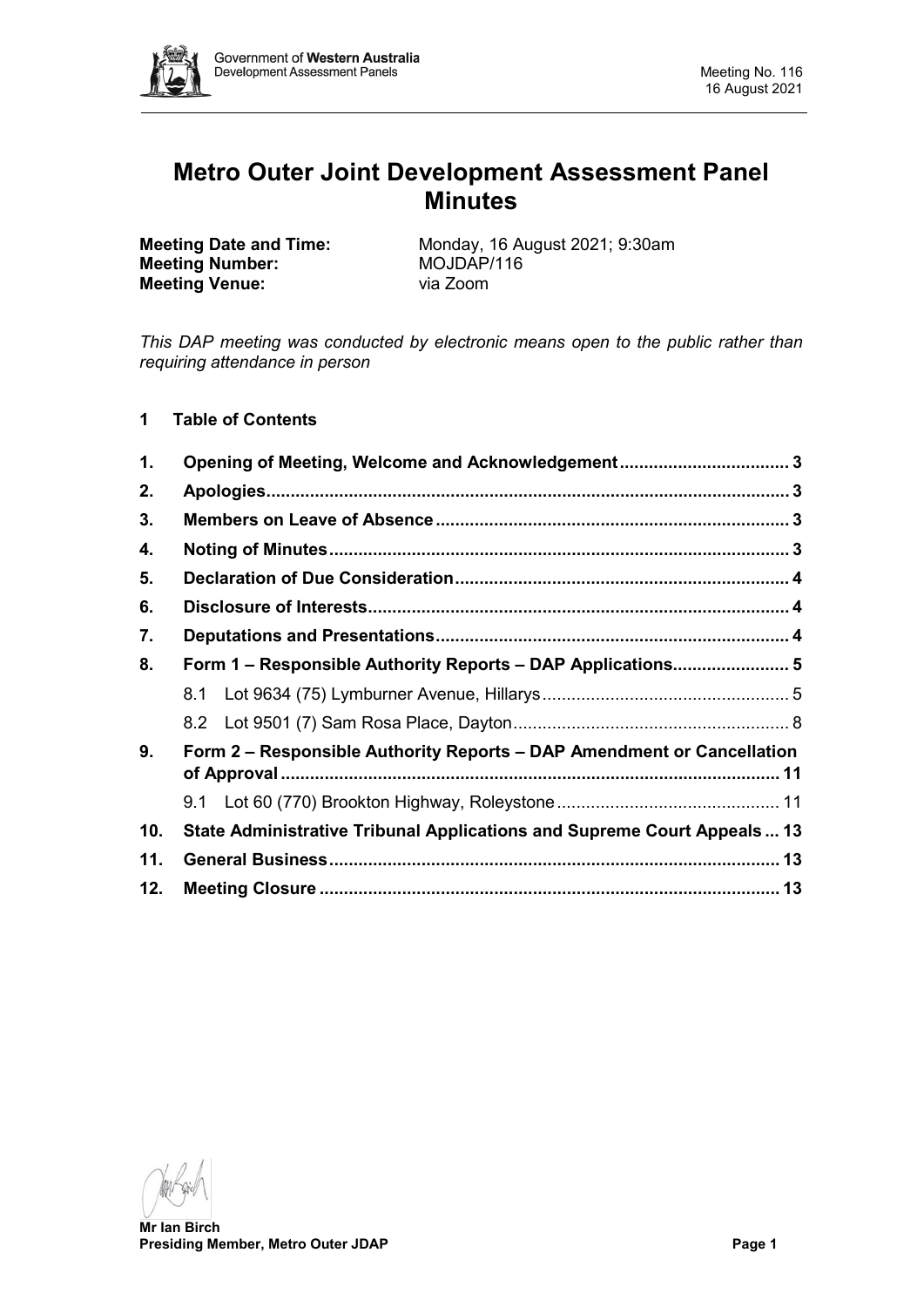# Metro Outer Joint Development Assessment Panel Minutes

**Meeting Date and Time:** Monday, 16 August 2021; 9:30am
**Meeting Number:** MOJDAP/116
**Meeting Venue:** via Zoom

*This DAP meeting was conducted by electronic means open to the public rather than requiring attendance in person*

## 1 Table of Contents

| | | |
|---|---|---|
| **1.** | **Opening of Meeting, Welcome and Acknowledgement** | **3** |
| **2.** | **Apologies** | **3** |
| **3.** | **Members on Leave of Absence** | **3** |
| **4.** | **Noting of Minutes** | **3** |
| **5.** | **Declaration of Due Consideration** | **4** |
| **6.** | **Disclosure of Interests** | **4** |
| **7.** | **Deputations and Presentations** | **4** |
| **8.** | **Form 1 – Responsible Authority Reports – DAP Applications** | **5** |
| | 8.1 Lot 9634 (75) Lymburner Avenue, Hillarys | 5 |
| | 8.2 Lot 9501 (7) Sam Rosa Place, Dayton | 8 |
| **9.** | **Form 2 – Responsible Authority Reports – DAP Amendment or Cancellation of Approval** | **11** |
| | 9.1 Lot 60 (770) Brookton Highway, Roleystone | 11 |
| **10.** | **State Administrative Tribunal Applications and Supreme Court Appeals** | **13** |
| **11.** | **General Business** | **13** |
| **12.** | **Meeting Closure** | **13** |

**Mr Ian Birch**
**Presiding Member, Metro Outer JDAP**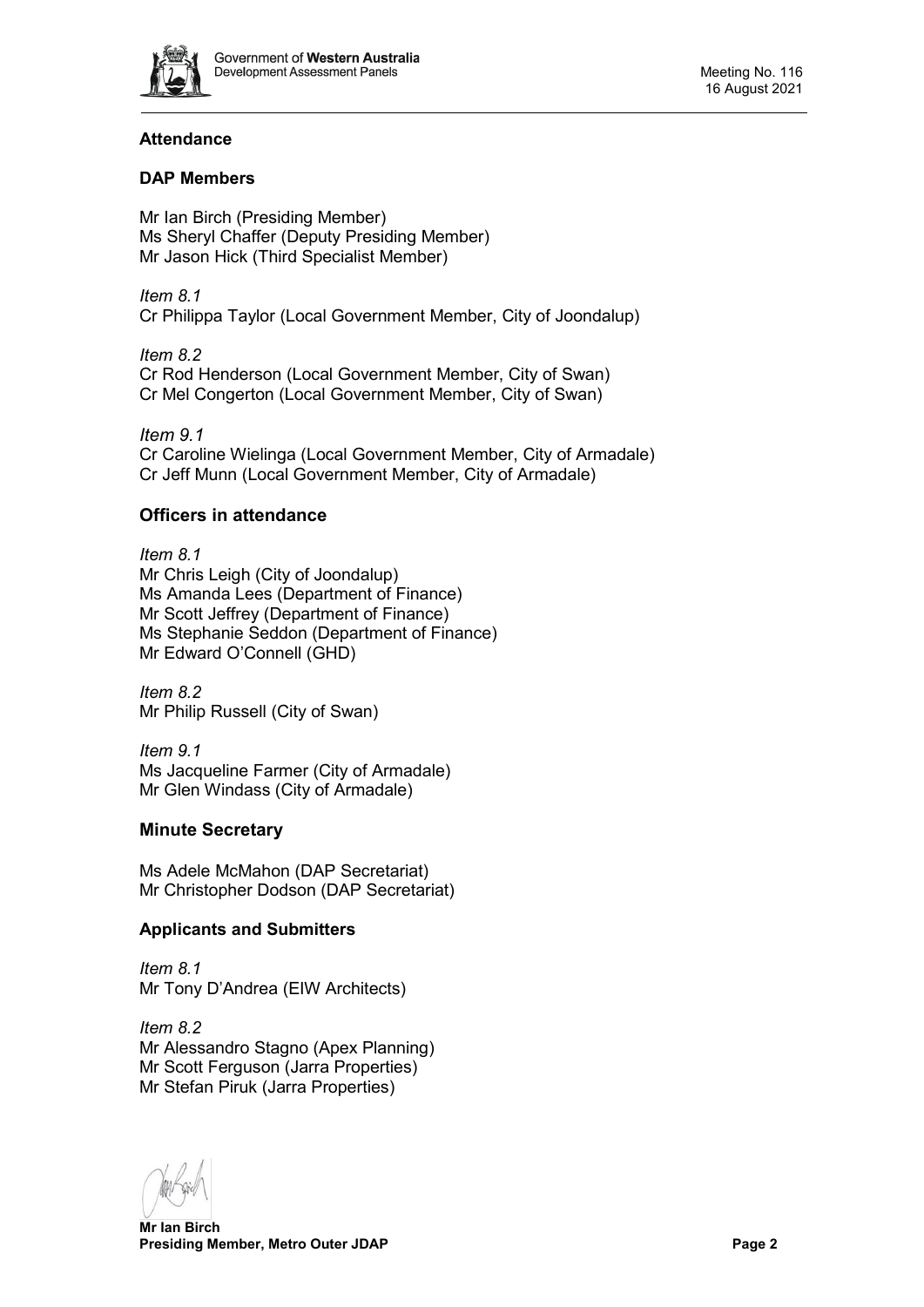## Attendance

### DAP Members

Mr Ian Birch (Presiding Member)
Ms Sheryl Chaffer (Deputy Presiding Member)
Mr Jason Hick (Third Specialist Member)

*Item 8.1*
Cr Philippa Taylor (Local Government Member, City of Joondalup)

*Item 8.2*
Cr Rod Henderson (Local Government Member, City of Swan)
Cr Mel Congerton (Local Government Member, City of Swan)

*Item 9.1*
Cr Caroline Wielinga (Local Government Member, City of Armadale)
Cr Jeff Munn (Local Government Member, City of Armadale)

### Officers in attendance

*Item 8.1*
Mr Chris Leigh (City of Joondalup)
Ms Amanda Lees (Department of Finance)
Mr Scott Jeffrey (Department of Finance)
Ms Stephanie Seddon (Department of Finance)
Mr Edward O'Connell (GHD)

*Item 8.2*
Mr Philip Russell (City of Swan)

*Item 9.1*
Ms Jacqueline Farmer (City of Armadale)
Mr Glen Windass (City of Armadale)

### Minute Secretary

Ms Adele McMahon (DAP Secretariat)
Mr Christopher Dodson (DAP Secretariat)

### Applicants and Submitters

*Item 8.1*
Mr Tony D'Andrea (EIW Architects)

*Item 8.2*
Mr Alessandro Stagno (Apex Planning)
Mr Scott Ferguson (Jarra Properties)
Mr Stefan Piruk (Jarra Properties)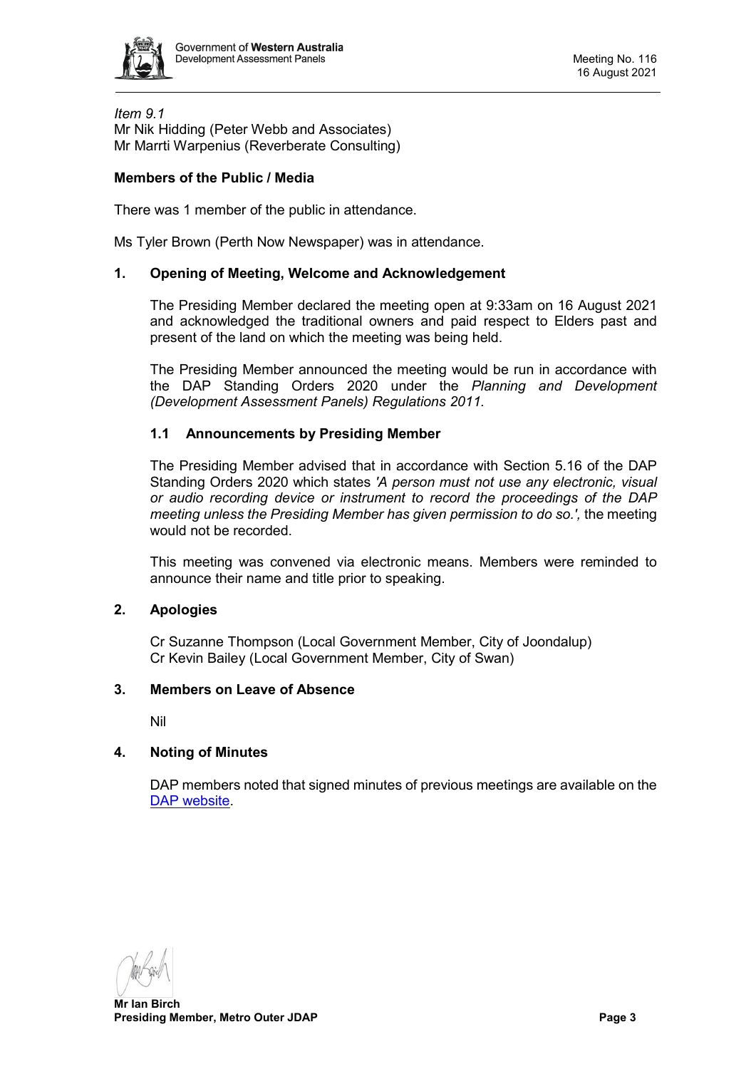*Item 9.1*
Mr Nik Hidding (Peter Webb and Associates)
Mr Marrti Warpenius (Reverberate Consulting)

**Members of the Public / Media**

There was 1 member of the public in attendance.

Ms Tyler Brown (Perth Now Newspaper) was in attendance.

## 1. Opening of Meeting, Welcome and Acknowledgement

The Presiding Member declared the meeting open at 9:33am on 16 August 2021 and acknowledged the traditional owners and paid respect to Elders past and present of the land on which the meeting was being held.

The Presiding Member announced the meeting would be run in accordance with the DAP Standing Orders 2020 under the *Planning and Development (Development Assessment Panels) Regulations 2011.*

### 1.1 Announcements by Presiding Member

The Presiding Member advised that in accordance with Section 5.16 of the DAP Standing Orders 2020 which states *'A person must not use any electronic, visual or audio recording device or instrument to record the proceedings of the DAP meeting unless the Presiding Member has given permission to do so.',* the meeting would not be recorded.

This meeting was convened via electronic means. Members were reminded to announce their name and title prior to speaking.

## 2. Apologies

Cr Suzanne Thompson (Local Government Member, City of Joondalup)
Cr Kevin Bailey (Local Government Member, City of Swan)

## 3. Members on Leave of Absence

Nil

## 4. Noting of Minutes

DAP members noted that signed minutes of previous meetings are available on the DAP website.

**Mr Ian Birch**
**Presiding Member, Metro Outer JDAP**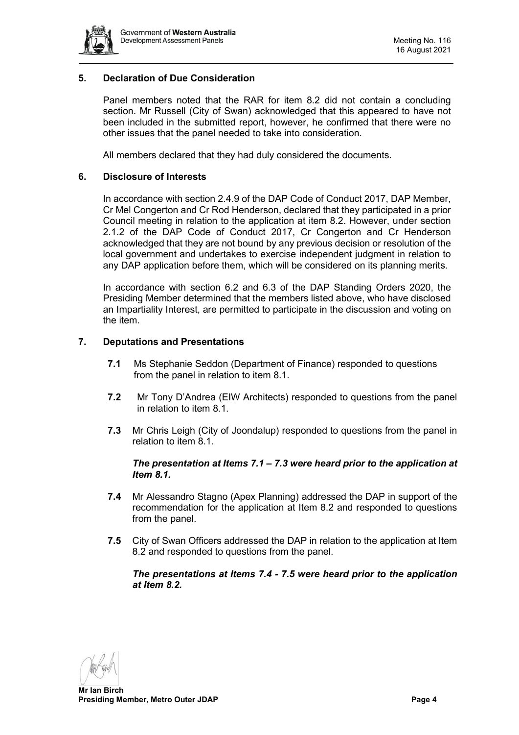## 5. Declaration of Due Consideration

Panel members noted that the RAR for item 8.2 did not contain a concluding section. Mr Russell (City of Swan) acknowledged that this appeared to have not been included in the submitted report, however, he confirmed that there were no other issues that the panel needed to take into consideration.

All members declared that they had duly considered the documents.

## 6. Disclosure of Interests

In accordance with section 2.4.9 of the DAP Code of Conduct 2017, DAP Member, Cr Mel Congerton and Cr Rod Henderson, declared that they participated in a prior Council meeting in relation to the application at item 8.2. However, under section 2.1.2 of the DAP Code of Conduct 2017, Cr Congerton and Cr Henderson acknowledged that they are not bound by any previous decision or resolution of the local government and undertakes to exercise independent judgment in relation to any DAP application before them, which will be considered on its planning merits.

In accordance with section 6.2 and 6.3 of the DAP Standing Orders 2020, the Presiding Member determined that the members listed above, who have disclosed an Impartiality Interest, are permitted to participate in the discussion and voting on the item.

## 7. Deputations and Presentations

**7.1** Ms Stephanie Seddon (Department of Finance) responded to questions from the panel in relation to item 8.1.

**7.2** Mr Tony D'Andrea (EIW Architects) responded to questions from the panel in relation to item 8.1.

**7.3** Mr Chris Leigh (City of Joondalup) responded to questions from the panel in relation to item 8.1.

***The presentation at Items 7.1 – 7.3 were heard prior to the application at Item 8.1.***

**7.4** Mr Alessandro Stagno (Apex Planning) addressed the DAP in support of the recommendation for the application at Item 8.2 and responded to questions from the panel.

**7.5** City of Swan Officers addressed the DAP in relation to the application at Item 8.2 and responded to questions from the panel.

***The presentations at Items 7.4 - 7.5 were heard prior to the application at Item 8.2.***

**Mr Ian Birch**
**Presiding Member, Metro Outer JDAP**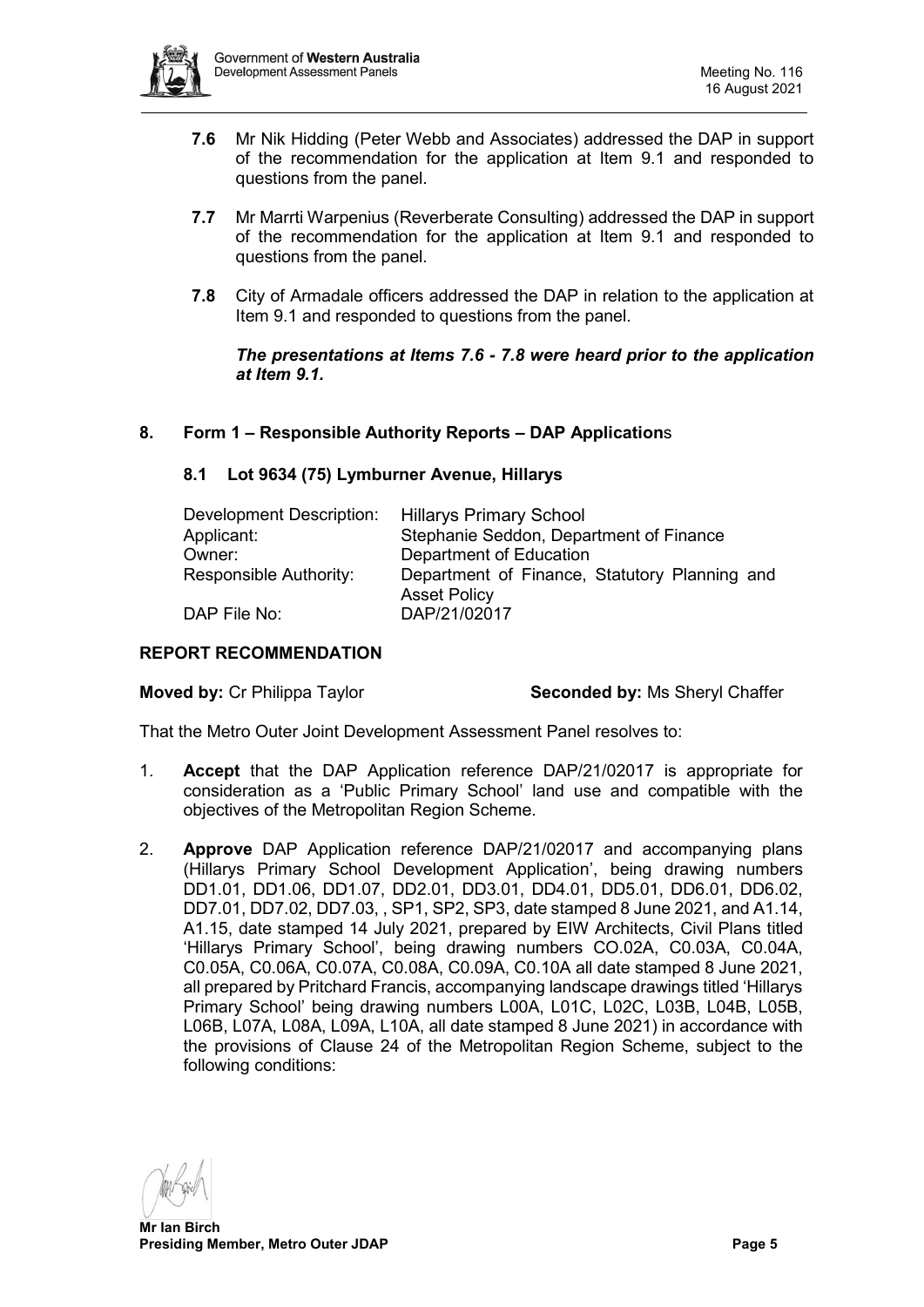- **7.6** Mr Nik Hidding (Peter Webb and Associates) addressed the DAP in support of the recommendation for the application at Item 9.1 and responded to questions from the panel.

- **7.7** Mr Marrti Warpenius (Reverberate Consulting) addressed the DAP in support of the recommendation for the application at Item 9.1 and responded to questions from the panel.

- **7.8** City of Armadale officers addressed the DAP in relation to the application at Item 9.1 and responded to questions from the panel.

  ***The presentations at Items 7.6 - 7.8 were heard prior to the application at Item 9.1.***

## 8. Form 1 – Responsible Authority Reports – DAP Applications

### 8.1 Lot 9634 (75) Lymburner Avenue, Hillarys

| | |
|---|---|
| Development Description: | Hillarys Primary School |
| Applicant: | Stephanie Seddon, Department of Finance |
| Owner: | Department of Education |
| Responsible Authority: | Department of Finance, Statutory Planning and Asset Policy |
| DAP File No: | DAP/21/02017 |

**REPORT RECOMMENDATION**

**Moved by:** Cr Philippa Taylor **Seconded by:** Ms Sheryl Chaffer

That the Metro Outer Joint Development Assessment Panel resolves to:

1. **Accept** that the DAP Application reference DAP/21/02017 is appropriate for consideration as a 'Public Primary School' land use and compatible with the objectives of the Metropolitan Region Scheme.

2. **Approve** DAP Application reference DAP/21/02017 and accompanying plans (Hillarys Primary School Development Application', being drawing numbers DD1.01, DD1.06, DD1.07, DD2.01, DD3.01, DD4.01, DD5.01, DD6.01, DD6.02, DD7.01, DD7.02, DD7.03, , SP1, SP2, SP3, date stamped 8 June 2021, and A1.14, A1.15, date stamped 14 July 2021, prepared by EIW Architects, Civil Plans titled 'Hillarys Primary School', being drawing numbers CO.02A, C0.03A, C0.04A, C0.05A, C0.06A, C0.07A, C0.08A, C0.09A, C0.10A all date stamped 8 June 2021, all prepared by Pritchard Francis, accompanying landscape drawings titled 'Hillarys Primary School' being drawing numbers L00A, L01C, L02C, L03B, L04B, L05B, L06B, L07A, L08A, L09A, L10A, all date stamped 8 June 2021) in accordance with the provisions of Clause 24 of the Metropolitan Region Scheme, subject to the following conditions: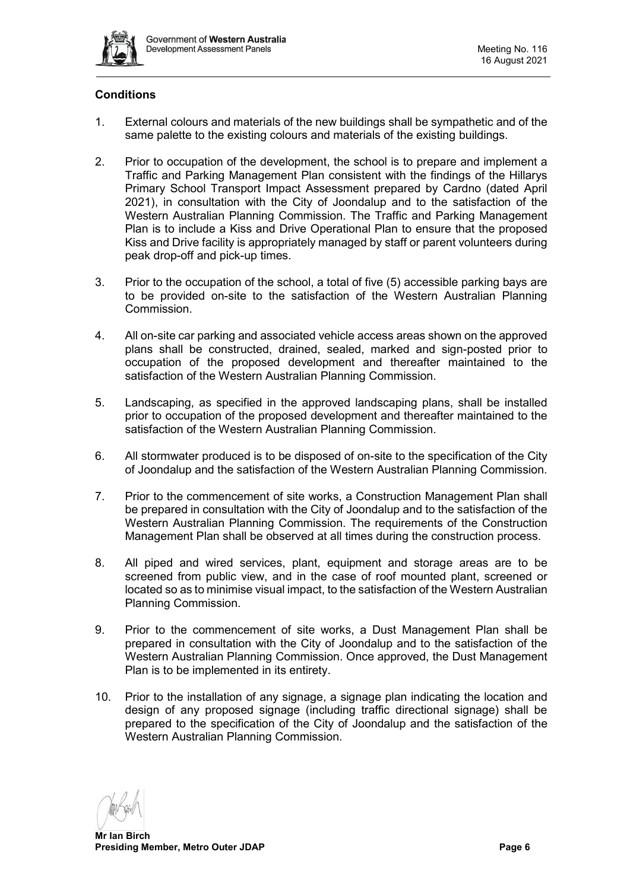**Conditions**

1. External colours and materials of the new buildings shall be sympathetic and of the same palette to the existing colours and materials of the existing buildings.

2. Prior to occupation of the development, the school is to prepare and implement a Traffic and Parking Management Plan consistent with the findings of the Hillarys Primary School Transport Impact Assessment prepared by Cardno (dated April 2021), in consultation with the City of Joondalup and to the satisfaction of the Western Australian Planning Commission. The Traffic and Parking Management Plan is to include a Kiss and Drive Operational Plan to ensure that the proposed Kiss and Drive facility is appropriately managed by staff or parent volunteers during peak drop-off and pick-up times.

3. Prior to the occupation of the school, a total of five (5) accessible parking bays are to be provided on-site to the satisfaction of the Western Australian Planning Commission.

4. All on-site car parking and associated vehicle access areas shown on the approved plans shall be constructed, drained, sealed, marked and sign-posted prior to occupation of the proposed development and thereafter maintained to the satisfaction of the Western Australian Planning Commission.

5. Landscaping, as specified in the approved landscaping plans, shall be installed prior to occupation of the proposed development and thereafter maintained to the satisfaction of the Western Australian Planning Commission.

6. All stormwater produced is to be disposed of on-site to the specification of the City of Joondalup and the satisfaction of the Western Australian Planning Commission.

7. Prior to the commencement of site works, a Construction Management Plan shall be prepared in consultation with the City of Joondalup and to the satisfaction of the Western Australian Planning Commission. The requirements of the Construction Management Plan shall be observed at all times during the construction process.

8. All piped and wired services, plant, equipment and storage areas are to be screened from public view, and in the case of roof mounted plant, screened or located so as to minimise visual impact, to the satisfaction of the Western Australian Planning Commission.

9. Prior to the commencement of site works, a Dust Management Plan shall be prepared in consultation with the City of Joondalup and to the satisfaction of the Western Australian Planning Commission. Once approved, the Dust Management Plan is to be implemented in its entirety.

10. Prior to the installation of any signage, a signage plan indicating the location and design of any proposed signage (including traffic directional signage) shall be prepared to the specification of the City of Joondalup and the satisfaction of the Western Australian Planning Commission.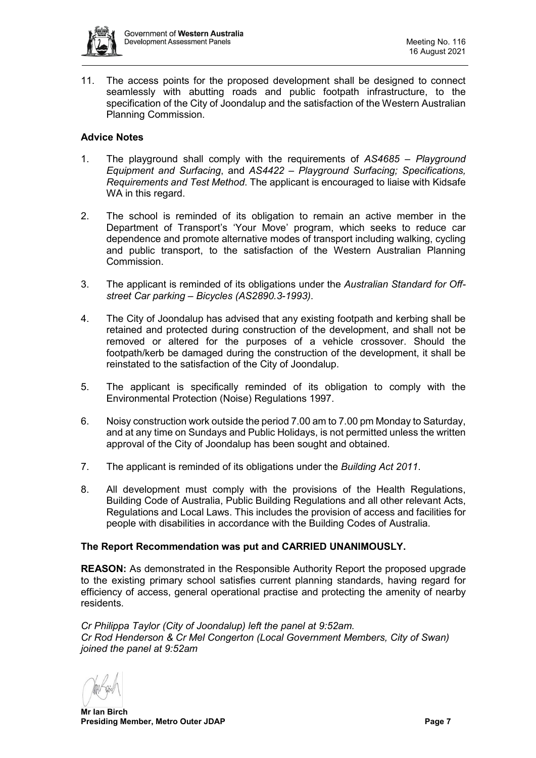11. The access points for the proposed development shall be designed to connect seamlessly with abutting roads and public footpath infrastructure, to the specification of the City of Joondalup and the satisfaction of the Western Australian Planning Commission.

**Advice Notes**

1. The playground shall comply with the requirements of *AS4685 – Playground Equipment and Surfacing*, and *AS4422 – Playground Surfacing; Specifications, Requirements and Test Method*. The applicant is encouraged to liaise with Kidsafe WA in this regard.

2. The school is reminded of its obligation to remain an active member in the Department of Transport's 'Your Move' program, which seeks to reduce car dependence and promote alternative modes of transport including walking, cycling and public transport, to the satisfaction of the Western Australian Planning Commission.

3. The applicant is reminded of its obligations under the *Australian Standard for Off-street Car parking – Bicycles (AS2890.3-1993)*.

4. The City of Joondalup has advised that any existing footpath and kerbing shall be retained and protected during construction of the development, and shall not be removed or altered for the purposes of a vehicle crossover. Should the footpath/kerb be damaged during the construction of the development, it shall be reinstated to the satisfaction of the City of Joondalup.

5. The applicant is specifically reminded of its obligation to comply with the Environmental Protection (Noise) Regulations 1997.

6. Noisy construction work outside the period 7.00 am to 7.00 pm Monday to Saturday, and at any time on Sundays and Public Holidays, is not permitted unless the written approval of the City of Joondalup has been sought and obtained.

7. The applicant is reminded of its obligations under the *Building Act 2011*.

8. All development must comply with the provisions of the Health Regulations, Building Code of Australia, Public Building Regulations and all other relevant Acts, Regulations and Local Laws. This includes the provision of access and facilities for people with disabilities in accordance with the Building Codes of Australia.

**The Report Recommendation was put and CARRIED UNANIMOUSLY.**

**REASON:** As demonstrated in the Responsible Authority Report the proposed upgrade to the existing primary school satisfies current planning standards, having regard for efficiency of access, general operational practise and protecting the amenity of nearby residents.

*Cr Philippa Taylor (City of Joondalup) left the panel at 9:52am.*
*Cr Rod Henderson & Cr Mel Congerton (Local Government Members, City of Swan) joined the panel at 9:52am*

**Mr Ian Birch**
**Presiding Member, Metro Outer JDAP**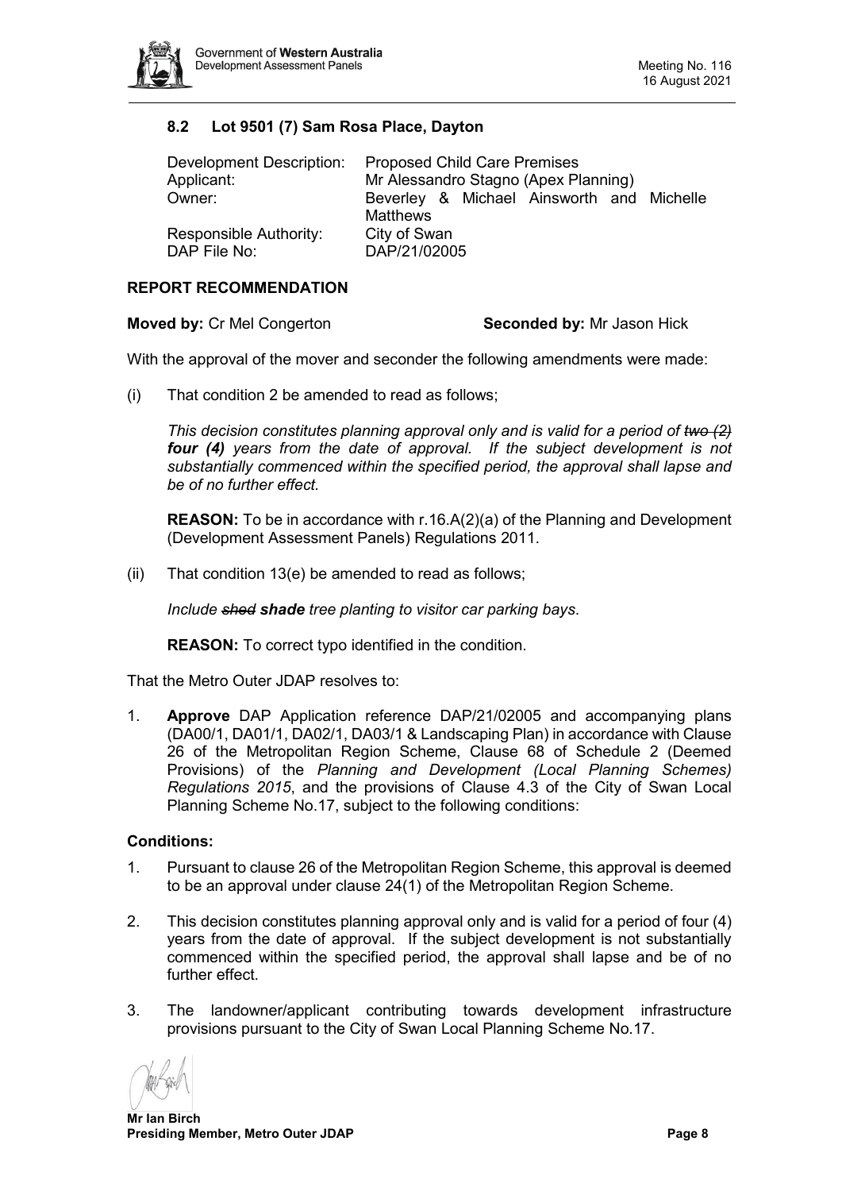### 8.2 Lot 9501 (7) Sam Rosa Place, Dayton

| | |
|---|---|
| Development Description: | Proposed Child Care Premises |
| Applicant: | Mr Alessandro Stagno (Apex Planning) |
| Owner: | Beverley & Michael Ainsworth and Michelle Matthews |
| Responsible Authority: | City of Swan |
| DAP File No: | DAP/21/02005 |

**REPORT RECOMMENDATION**

**Moved by:** Cr Mel Congerton **Seconded by:** Mr Jason Hick

With the approval of the mover and seconder the following amendments were made:

(i) That condition 2 be amended to read as follows;

*This decision constitutes planning approval only and is valid for a period of ~~two (2)~~ **four (4)** years from the date of approval. If the subject development is not substantially commenced within the specified period, the approval shall lapse and be of no further effect.*

**REASON:** To be in accordance with r.16.A(2)(a) of the Planning and Development (Development Assessment Panels) Regulations 2011.

(ii) That condition 13(e) be amended to read as follows;

*Include ~~shed~~ **shade** tree planting to visitor car parking bays.*

**REASON:** To correct typo identified in the condition.

That the Metro Outer JDAP resolves to:

1. **Approve** DAP Application reference DAP/21/02005 and accompanying plans (DA00/1, DA01/1, DA02/1, DA03/1 & Landscaping Plan) in accordance with Clause 26 of the Metropolitan Region Scheme, Clause 68 of Schedule 2 (Deemed Provisions) of the *Planning and Development (Local Planning Schemes) Regulations 2015*, and the provisions of Clause 4.3 of the City of Swan Local Planning Scheme No.17, subject to the following conditions:

**Conditions:**

1. Pursuant to clause 26 of the Metropolitan Region Scheme, this approval is deemed to be an approval under clause 24(1) of the Metropolitan Region Scheme.

2. This decision constitutes planning approval only and is valid for a period of four (4) years from the date of approval. If the subject development is not substantially commenced within the specified period, the approval shall lapse and be of no further effect.

3. The landowner/applicant contributing towards development infrastructure provisions pursuant to the City of Swan Local Planning Scheme No.17.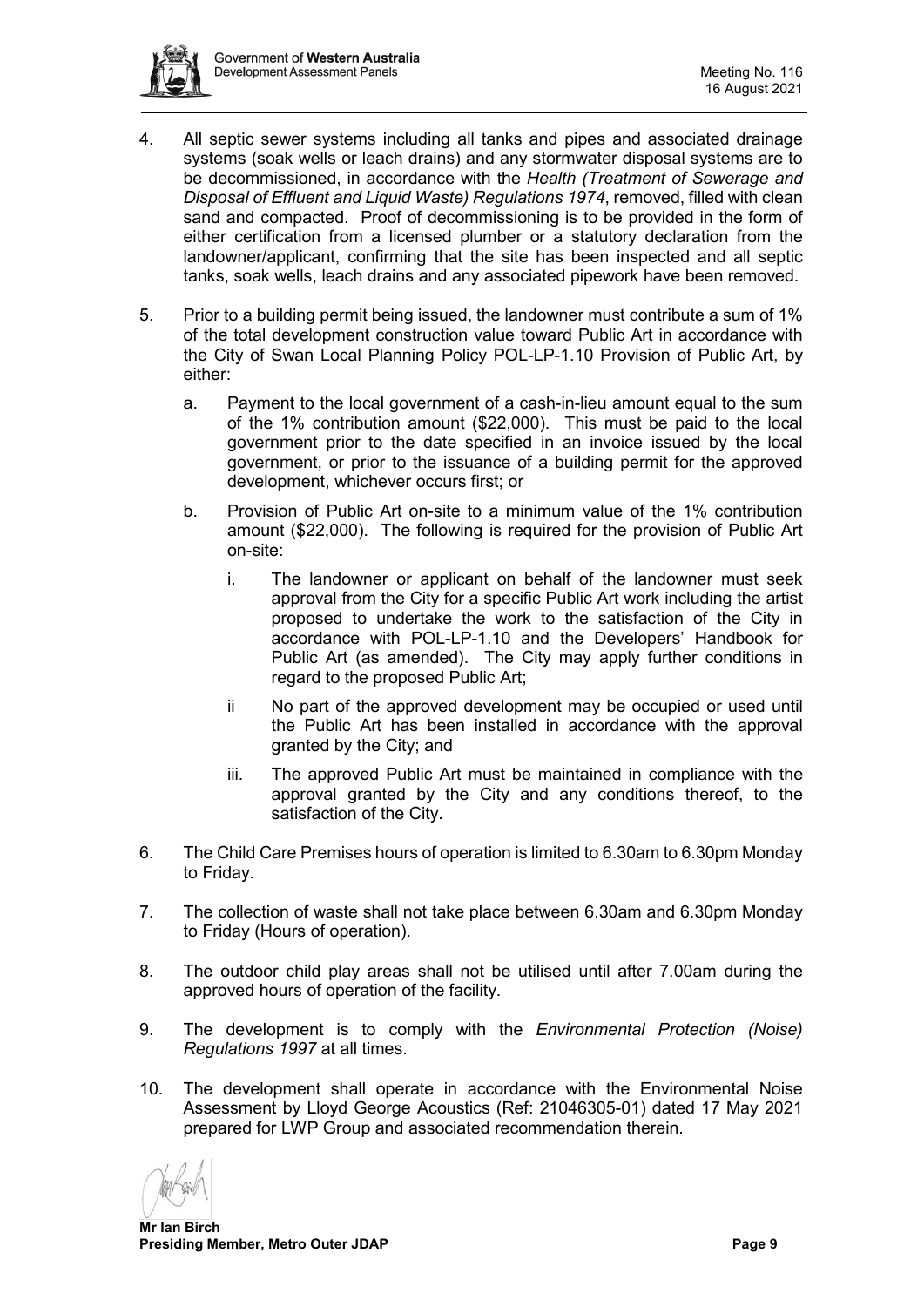4. All septic sewer systems including all tanks and pipes and associated drainage systems (soak wells or leach drains) and any stormwater disposal systems are to be decommissioned, in accordance with the *Health (Treatment of Sewerage and Disposal of Effluent and Liquid Waste) Regulations 1974*, removed, filled with clean sand and compacted. Proof of decommissioning is to be provided in the form of either certification from a licensed plumber or a statutory declaration from the landowner/applicant, confirming that the site has been inspected and all septic tanks, soak wells, leach drains and any associated pipework have been removed.

5. Prior to a building permit being issued, the landowner must contribute a sum of 1% of the total development construction value toward Public Art in accordance with the City of Swan Local Planning Policy POL-LP-1.10 Provision of Public Art, by either:

   a. Payment to the local government of a cash-in-lieu amount equal to the sum of the 1% contribution amount ($22,000). This must be paid to the local government prior to the date specified in an invoice issued by the local government, or prior to the issuance of a building permit for the approved development, whichever occurs first; or

   b. Provision of Public Art on-site to a minimum value of the 1% contribution amount ($22,000). The following is required for the provision of Public Art on-site:

      i. The landowner or applicant on behalf of the landowner must seek approval from the City for a specific Public Art work including the artist proposed to undertake the work to the satisfaction of the City in accordance with POL-LP-1.10 and the Developers' Handbook for Public Art (as amended). The City may apply further conditions in regard to the proposed Public Art;

      ii No part of the approved development may be occupied or used until the Public Art has been installed in accordance with the approval granted by the City; and

      iii. The approved Public Art must be maintained in compliance with the approval granted by the City and any conditions thereof, to the satisfaction of the City.

6. The Child Care Premises hours of operation is limited to 6.30am to 6.30pm Monday to Friday.

7. The collection of waste shall not take place between 6.30am and 6.30pm Monday to Friday (Hours of operation).

8. The outdoor child play areas shall not be utilised until after 7.00am during the approved hours of operation of the facility.

9. The development is to comply with the *Environmental Protection (Noise) Regulations 1997* at all times.

10. The development shall operate in accordance with the Environmental Noise Assessment by Lloyd George Acoustics (Ref: 21046305-01) dated 17 May 2021 prepared for LWP Group and associated recommendation therein.

**Mr Ian Birch**
**Presiding Member, Metro Outer JDAP**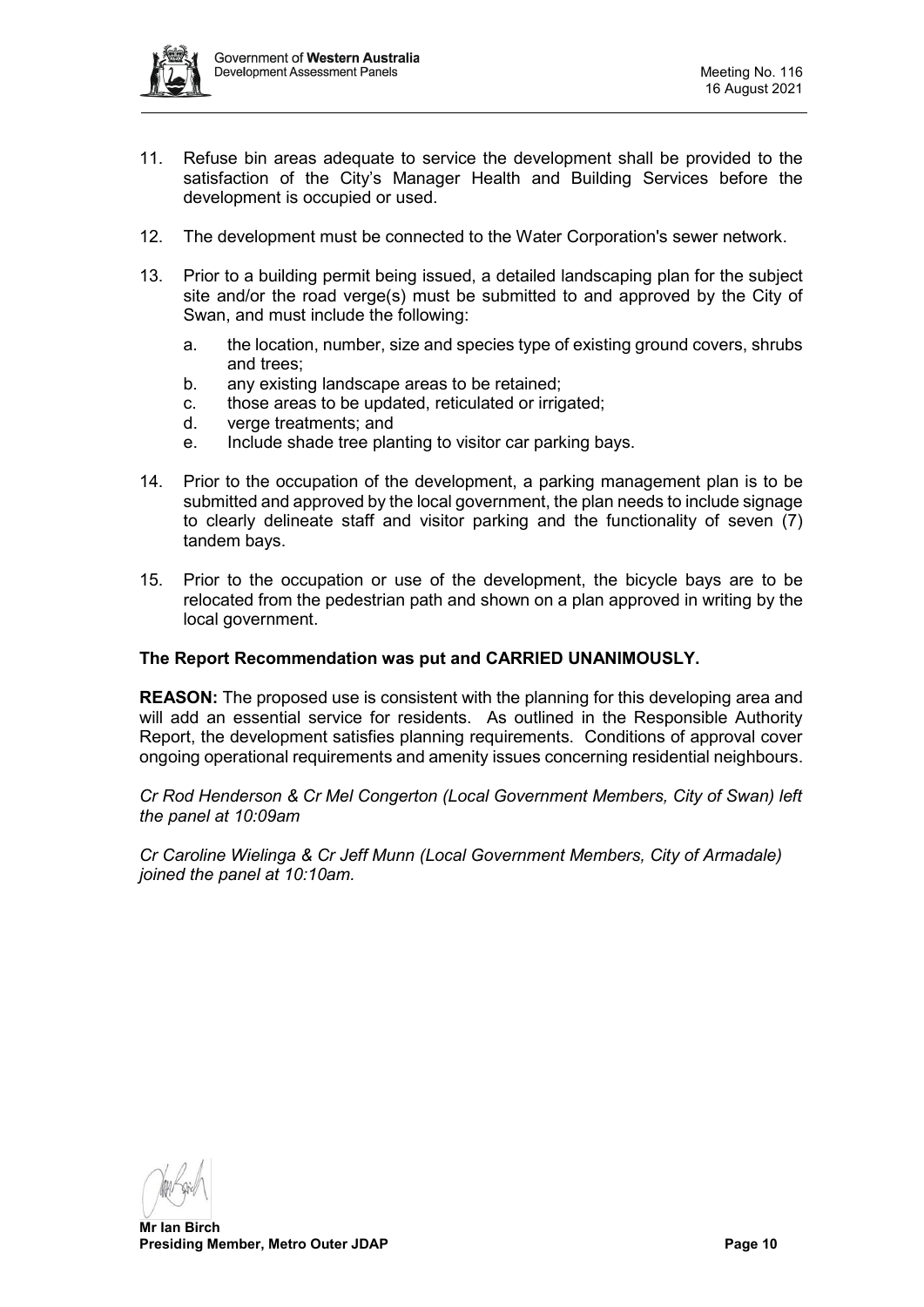11. Refuse bin areas adequate to service the development shall be provided to the satisfaction of the City's Manager Health and Building Services before the development is occupied or used.

12. The development must be connected to the Water Corporation's sewer network.

13. Prior to a building permit being issued, a detailed landscaping plan for the subject site and/or the road verge(s) must be submitted to and approved by the City of Swan, and must include the following:

    a. the location, number, size and species type of existing ground covers, shrubs and trees;
    b. any existing landscape areas to be retained;
    c. those areas to be updated, reticulated or irrigated;
    d. verge treatments; and
    e. Include shade tree planting to visitor car parking bays.

14. Prior to the occupation of the development, a parking management plan is to be submitted and approved by the local government, the plan needs to include signage to clearly delineate staff and visitor parking and the functionality of seven (7) tandem bays.

15. Prior to the occupation or use of the development, the bicycle bays are to be relocated from the pedestrian path and shown on a plan approved in writing by the local government.

**The Report Recommendation was put and CARRIED UNANIMOUSLY.**

**REASON:** The proposed use is consistent with the planning for this developing area and will add an essential service for residents. As outlined in the Responsible Authority Report, the development satisfies planning requirements. Conditions of approval cover ongoing operational requirements and amenity issues concerning residential neighbours.

*Cr Rod Henderson & Cr Mel Congerton (Local Government Members, City of Swan) left the panel at 10:09am*

*Cr Caroline Wielinga & Cr Jeff Munn (Local Government Members, City of Armadale) joined the panel at 10:10am.*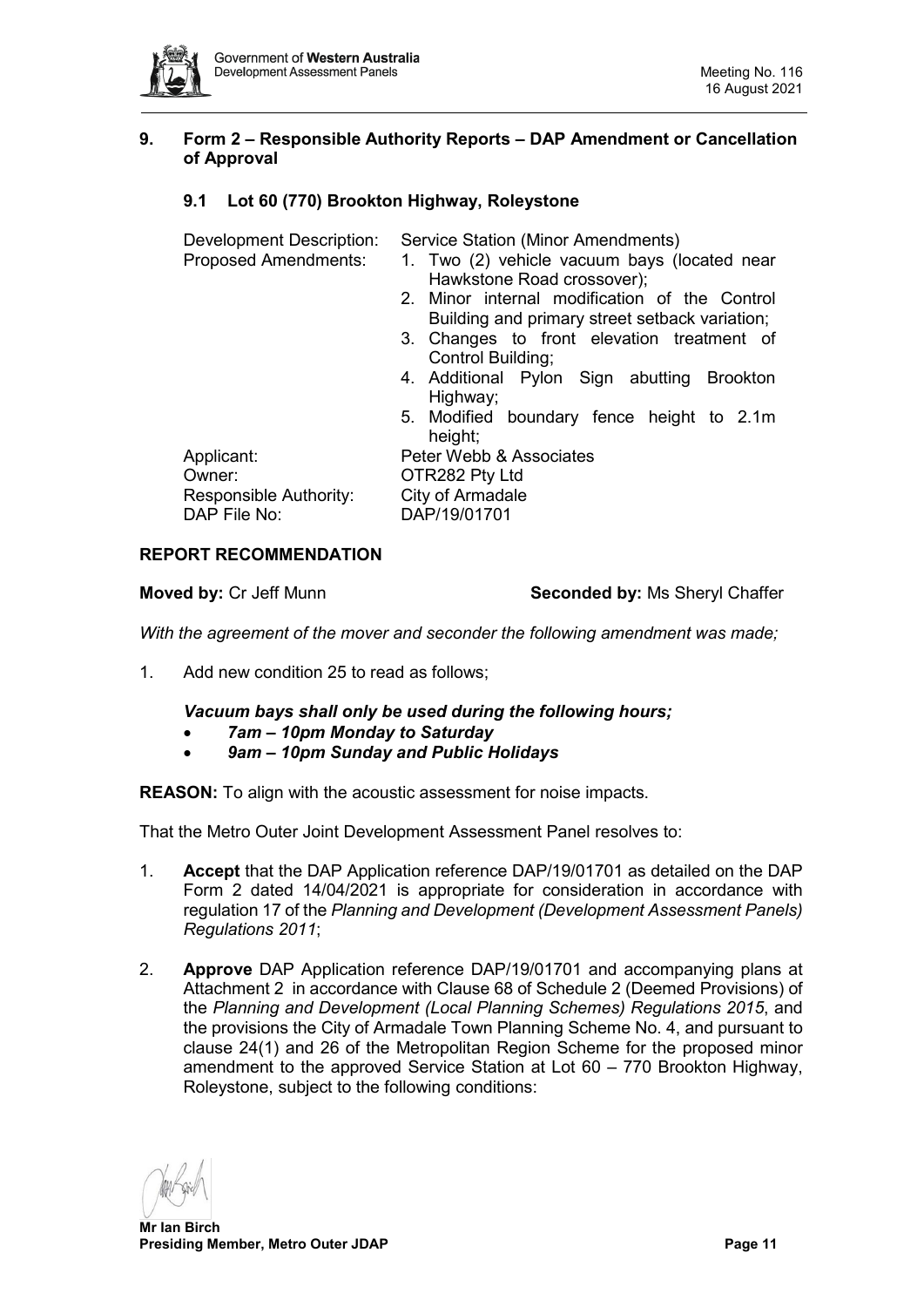## 9. Form 2 – Responsible Authority Reports – DAP Amendment or Cancellation of Approval

### 9.1 Lot 60 (770) Brookton Highway, Roleystone

| | |
|---|---|
| Development Description: | Service Station (Minor Amendments) |
| Proposed Amendments: | 1. Two (2) vehicle vacuum bays (located near Hawkstone Road crossover);<br>2. Minor internal modification of the Control Building and primary street setback variation;<br>3. Changes to front elevation treatment of Control Building;<br>4. Additional Pylon Sign abutting Brookton Highway;<br>5. Modified boundary fence height to 2.1m height; |
| Applicant: | Peter Webb & Associates |
| Owner: | OTR282 Pty Ltd |
| Responsible Authority: | City of Armadale |
| DAP File No: | DAP/19/01701 |

**REPORT RECOMMENDATION**

**Moved by:** Cr Jeff Munn **Seconded by:** Ms Sheryl Chaffer

*With the agreement of the mover and seconder the following amendment was made;*

1. Add new condition 25 to read as follows;

***Vacuum bays shall only be used during the following hours;***
- ***7am – 10pm Monday to Saturday***
- ***9am – 10pm Sunday and Public Holidays***

**REASON:** To align with the acoustic assessment for noise impacts.

That the Metro Outer Joint Development Assessment Panel resolves to:

1. **Accept** that the DAP Application reference DAP/19/01701 as detailed on the DAP Form 2 dated 14/04/2021 is appropriate for consideration in accordance with regulation 17 of the *Planning and Development (Development Assessment Panels) Regulations 2011*;

2. **Approve** DAP Application reference DAP/19/01701 and accompanying plans at Attachment 2 in accordance with Clause 68 of Schedule 2 (Deemed Provisions) of the *Planning and Development (Local Planning Schemes) Regulations 2015*, and the provisions the City of Armadale Town Planning Scheme No. 4, and pursuant to clause 24(1) and 26 of the Metropolitan Region Scheme for the proposed minor amendment to the approved Service Station at Lot 60 – 770 Brookton Highway, Roleystone, subject to the following conditions:

**Mr Ian Birch**
**Presiding Member, Metro Outer JDAP**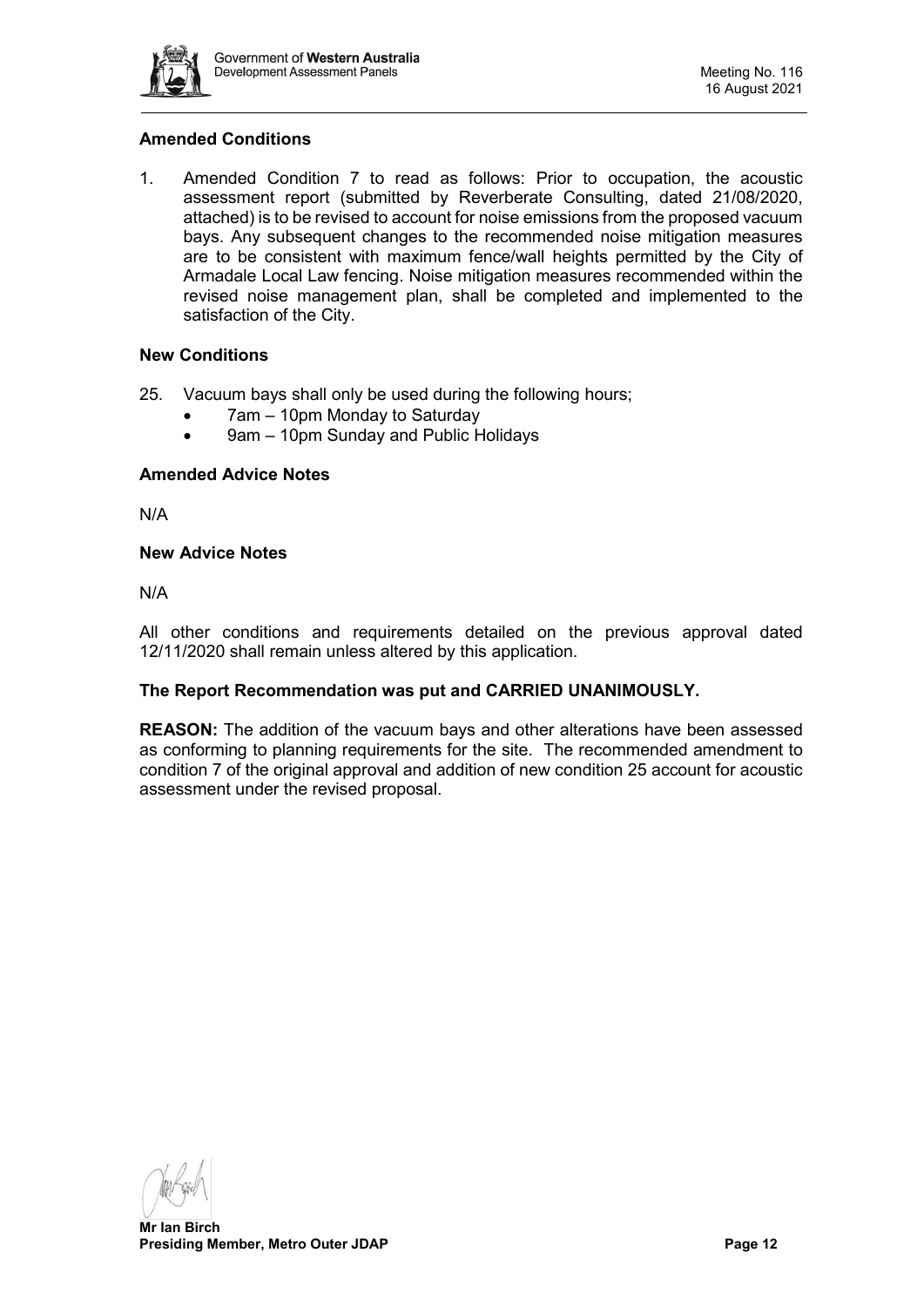**Amended Conditions**

1. Amended Condition 7 to read as follows: Prior to occupation, the acoustic assessment report (submitted by Reverberate Consulting, dated 21/08/2020, attached) is to be revised to account for noise emissions from the proposed vacuum bays. Any subsequent changes to the recommended noise mitigation measures are to be consistent with maximum fence/wall heights permitted by the City of Armadale Local Law fencing. Noise mitigation measures recommended within the revised noise management plan, shall be completed and implemented to the satisfaction of the City.

**New Conditions**

25. Vacuum bays shall only be used during the following hours;
    - 7am – 10pm Monday to Saturday
    - 9am – 10pm Sunday and Public Holidays

**Amended Advice Notes**

N/A

**New Advice Notes**

N/A

All other conditions and requirements detailed on the previous approval dated 12/11/2020 shall remain unless altered by this application.

**The Report Recommendation was put and CARRIED UNANIMOUSLY.**

**REASON:** The addition of the vacuum bays and other alterations have been assessed as conforming to planning requirements for the site. The recommended amendment to condition 7 of the original approval and addition of new condition 25 account for acoustic assessment under the revised proposal.

**Mr Ian Birch**
**Presiding Member, Metro Outer JDAP**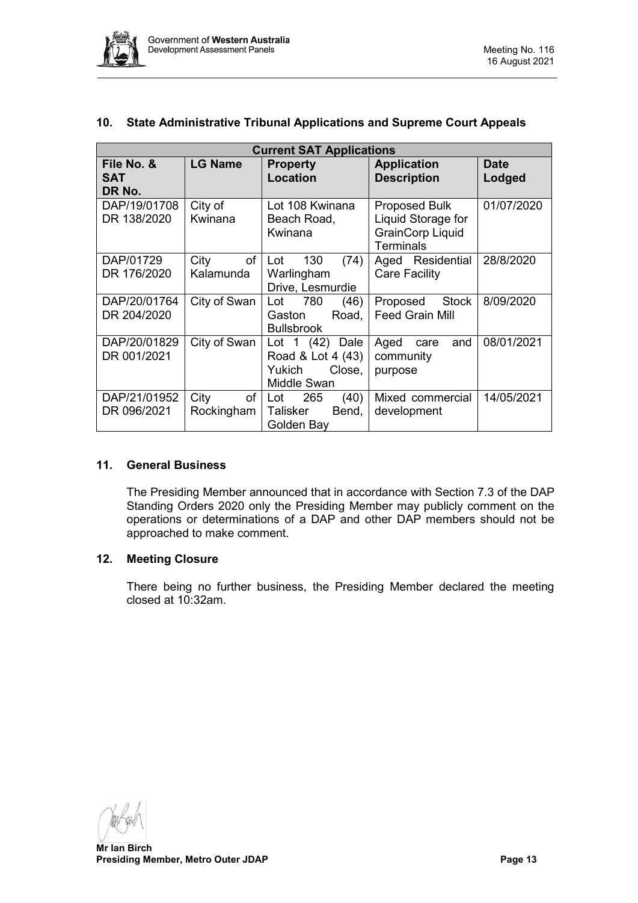## 10. State Administrative Tribunal Applications and Supreme Court Appeals

| Current SAT Applications | | | | |
|---|---|---|---|---|
| **File No. & SAT DR No.** | **LG Name** | **Property Location** | **Application Description** | **Date Lodged** |
| DAP/19/01708 DR 138/2020 | City of Kwinana | Lot 108 Kwinana Beach Road, Kwinana | Proposed Bulk Liquid Storage for GrainCorp Liquid Terminals | 01/07/2020 |
| DAP/01729 DR 176/2020 | City of Kalamunda | Lot 130 (74) Warlingham Drive, Lesmurdie | Aged Residential Care Facility | 28/8/2020 |
| DAP/20/01764 DR 204/2020 | City of Swan | Lot 780 (46) Gaston Road, Bullsbrook | Proposed Stock Feed Grain Mill | 8/09/2020 |
| DAP/20/01829 DR 001/2021 | City of Swan | Lot 1 (42) Dale Road & Lot 4 (43) Yukich Close, Middle Swan | Aged care and community purpose | 08/01/2021 |
| DAP/21/01952 DR 096/2021 | City of Rockingham | Lot 265 (40) Talisker Bend, Golden Bay | Mixed commercial development | 14/05/2021 |

## 11. General Business

The Presiding Member announced that in accordance with Section 7.3 of the DAP Standing Orders 2020 only the Presiding Member may publicly comment on the operations or determinations of a DAP and other DAP members should not be approached to make comment.

## 12. Meeting Closure

There being no further business, the Presiding Member declared the meeting closed at 10:32am.

**Mr Ian Birch**
**Presiding Member, Metro Outer JDAP**